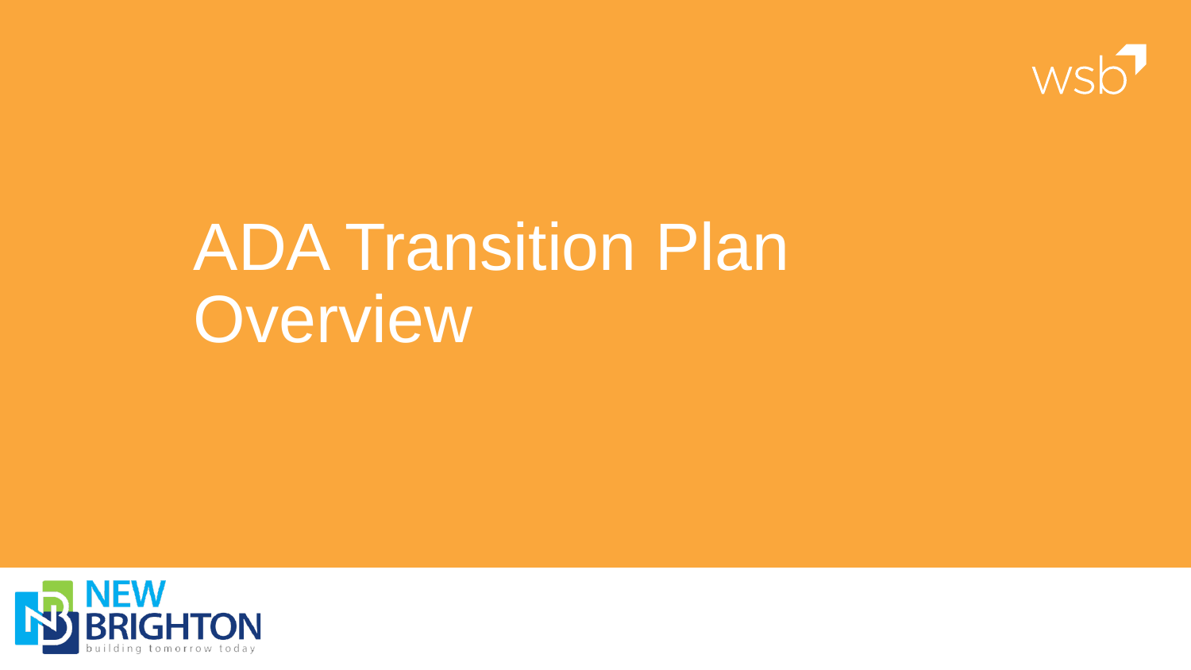# ADA Transition Plan Overview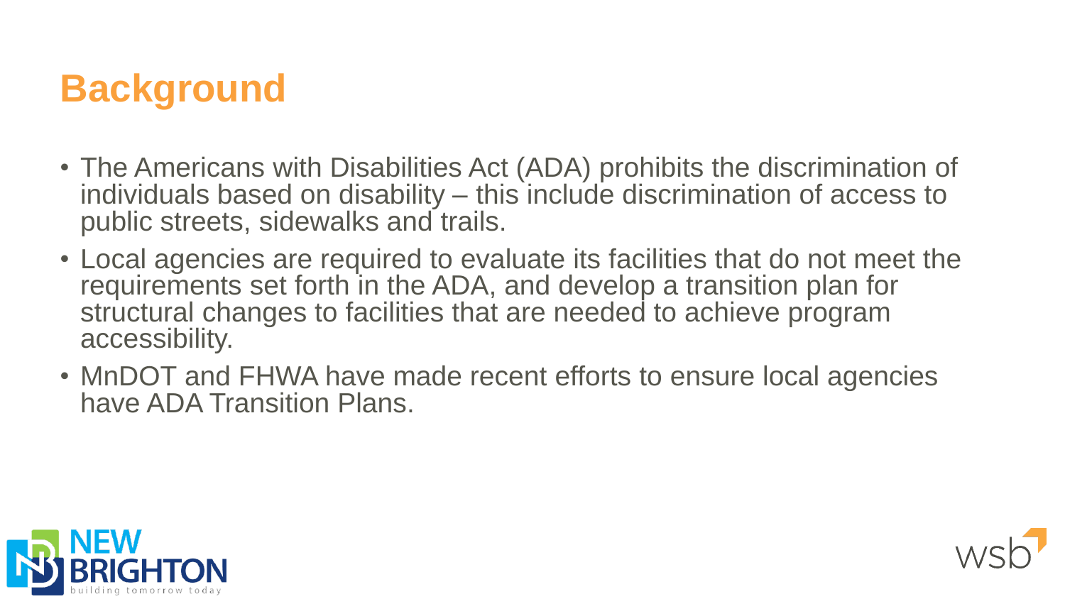# Background

- The Americans with Disabilities Act (ADA) prohibits the discrimination of individuals based on disability – this include discrimination of access to public streets, sidewalks and trails.
- Local agencies are required to evaluate its facilities that do not meet the requirements set forth in the ADA, and develop a transition plan for structural changes to facilities that are needed to achieve program accessibility.
- MnDOT and FHWA have made recent efforts to ensure local agencies have ADA Transition Plans.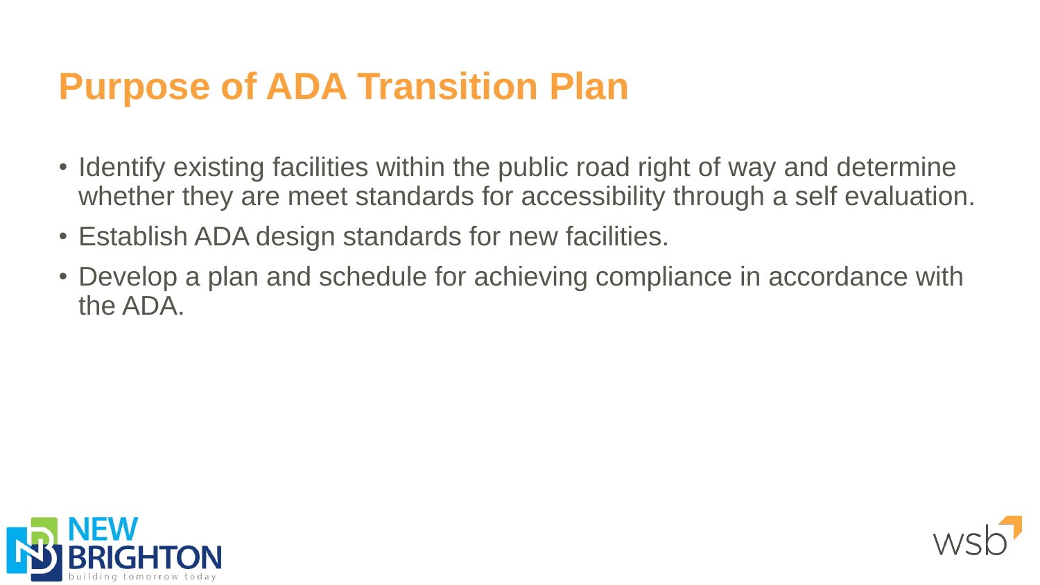# Purpose of ADA Transition Plan

- Identify existing facilities within the public road right of way and determine whether they are meet standards for accessibility through a self evaluation.
- Establish ADA design standards for new facilities.
- Develop a plan and schedule for achieving compliance in accordance with the ADA.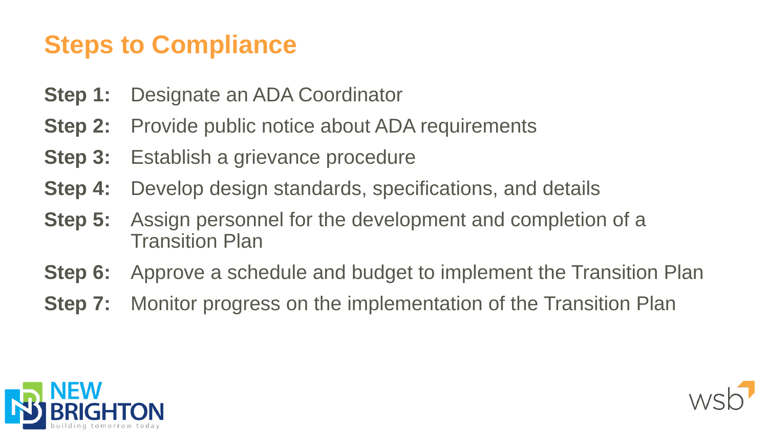# Steps to Compliance

**Step 1:** Designate an ADA Coordinator

**Step 2:** Provide public notice about ADA requirements

**Step 3:** Establish a grievance procedure

**Step 4:** Develop design standards, specifications, and details

**Step 5:** Assign personnel for the development and completion of a Transition Plan

**Step 6:** Approve a schedule and budget to implement the Transition Plan

**Step 7:** Monitor progress on the implementation of the Transition Plan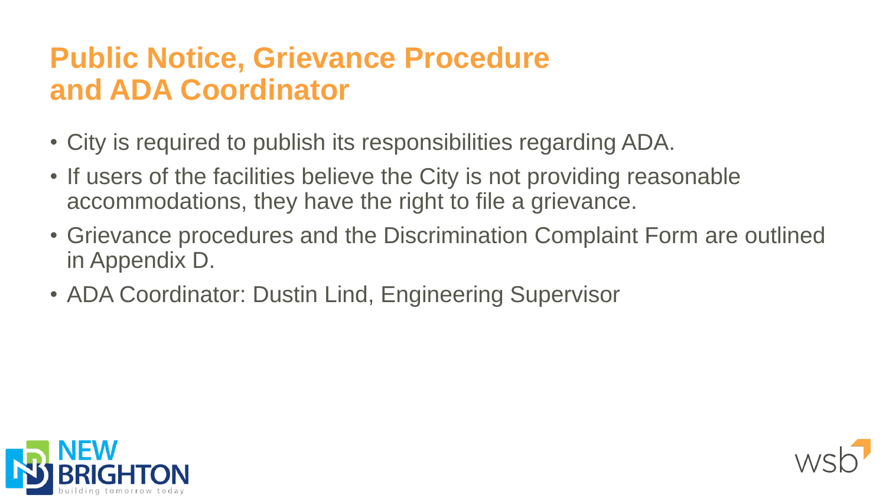# Public Notice, Grievance Procedure and ADA Coordinator

- City is required to publish its responsibilities regarding ADA.
- If users of the facilities believe the City is not providing reasonable accommodations, they have the right to file a grievance.
- Grievance procedures and the Discrimination Complaint Form are outlined in Appendix D.
- ADA Coordinator: Dustin Lind, Engineering Supervisor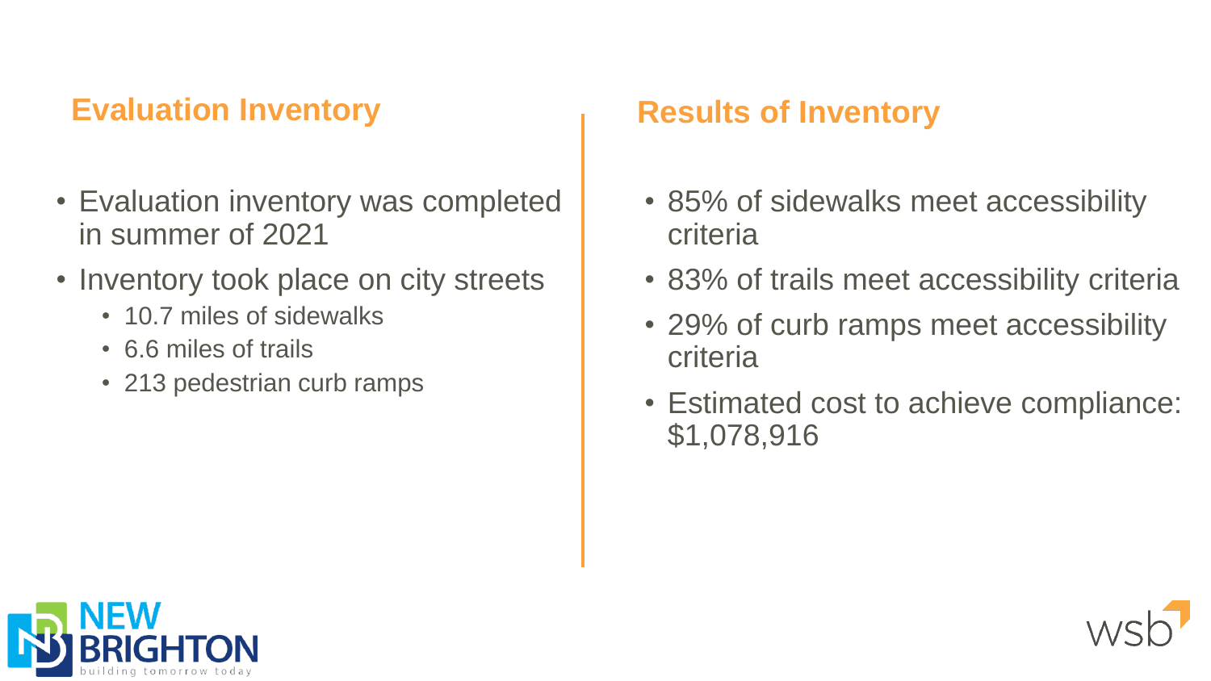## Evaluation Inventory

- Evaluation inventory was completed in summer of 2021
- Inventory took place on city streets
  - 10.7 miles of sidewalks
  - 6.6 miles of trails
  - 213 pedestrian curb ramps

## Results of Inventory

- 85% of sidewalks meet accessibility criteria
- 83% of trails meet accessibility criteria
- 29% of curb ramps meet accessibility criteria
- Estimated cost to achieve compliance: $1,078,916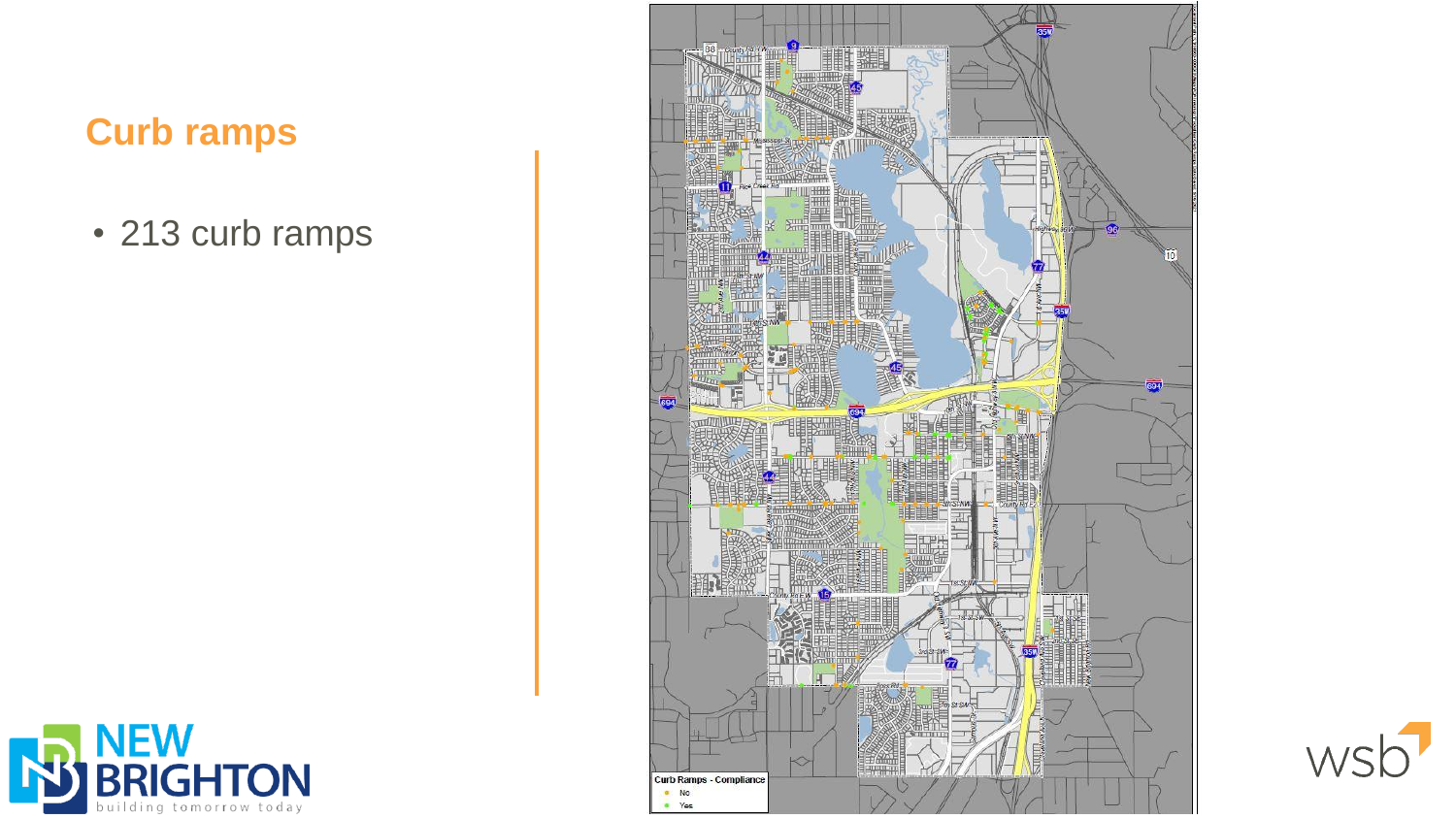## Curb ramps

- 213 curb ramps

Curb Ramps - Compliance

- No
- Yes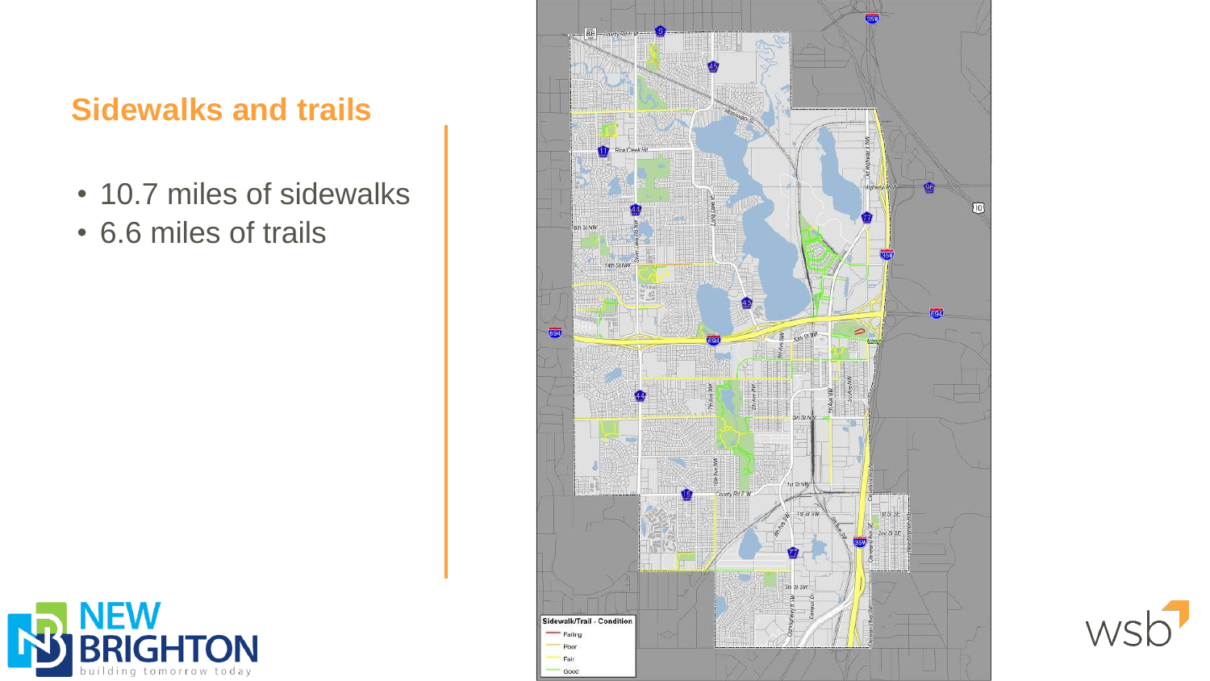## Sidewalks and trails

- 10.7 miles of sidewalks
- 6.6 miles of trails

Sidewalk/Trail - Condition

- Failing
- Poor
- Fair
- Good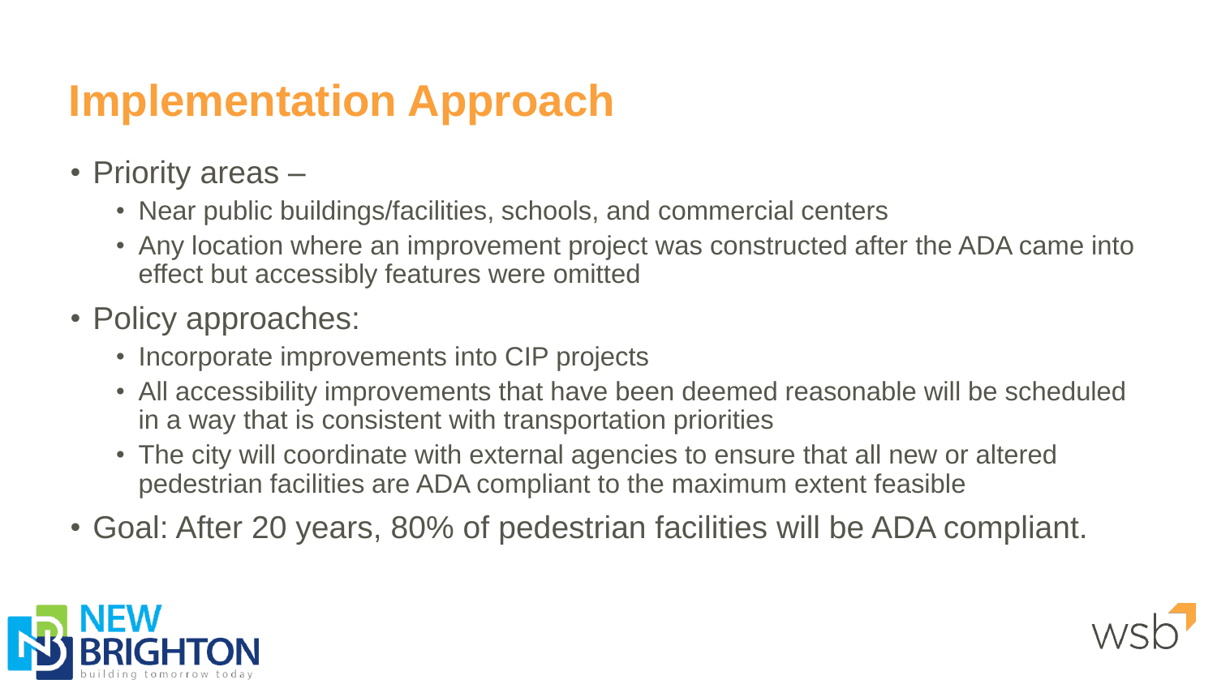# Implementation Approach

- Priority areas –
  - Near public buildings/facilities, schools, and commercial centers
  - Any location where an improvement project was constructed after the ADA came into effect but accessibly features were omitted
- Policy approaches:
  - Incorporate improvements into CIP projects
  - All accessibility improvements that have been deemed reasonable will be scheduled in a way that is consistent with transportation priorities
  - The city will coordinate with external agencies to ensure that all new or altered pedestrian facilities are ADA compliant to the maximum extent feasible
- Goal: After 20 years, 80% of pedestrian facilities will be ADA compliant.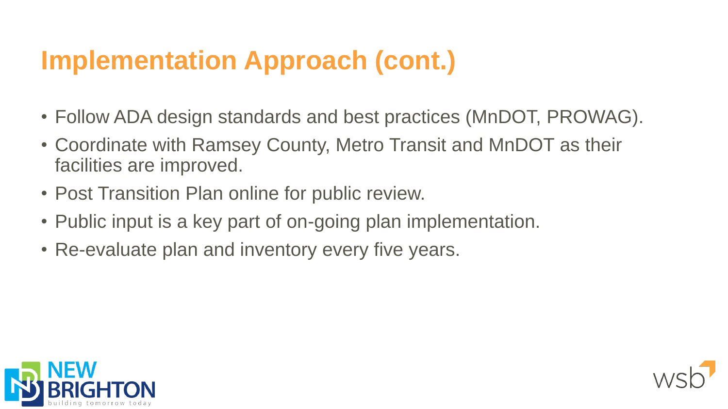# Implementation Approach (cont.)

- Follow ADA design standards and best practices (MnDOT, PROWAG).
- Coordinate with Ramsey County, Metro Transit and MnDOT as their facilities are improved.
- Post Transition Plan online for public review.
- Public input is a key part of on-going plan implementation.
- Re-evaluate plan and inventory every five years.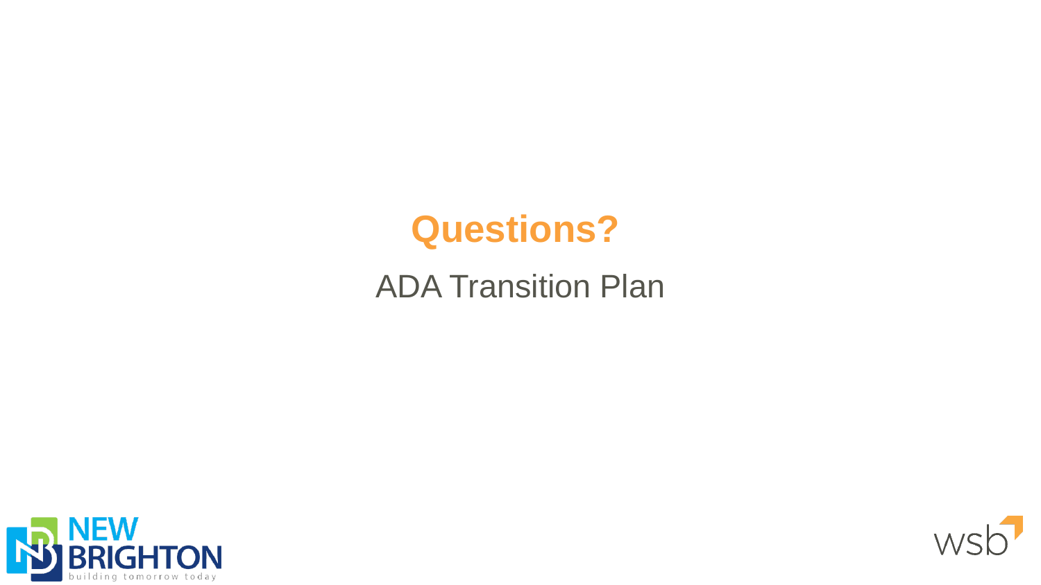# Questions?

ADA Transition Plan